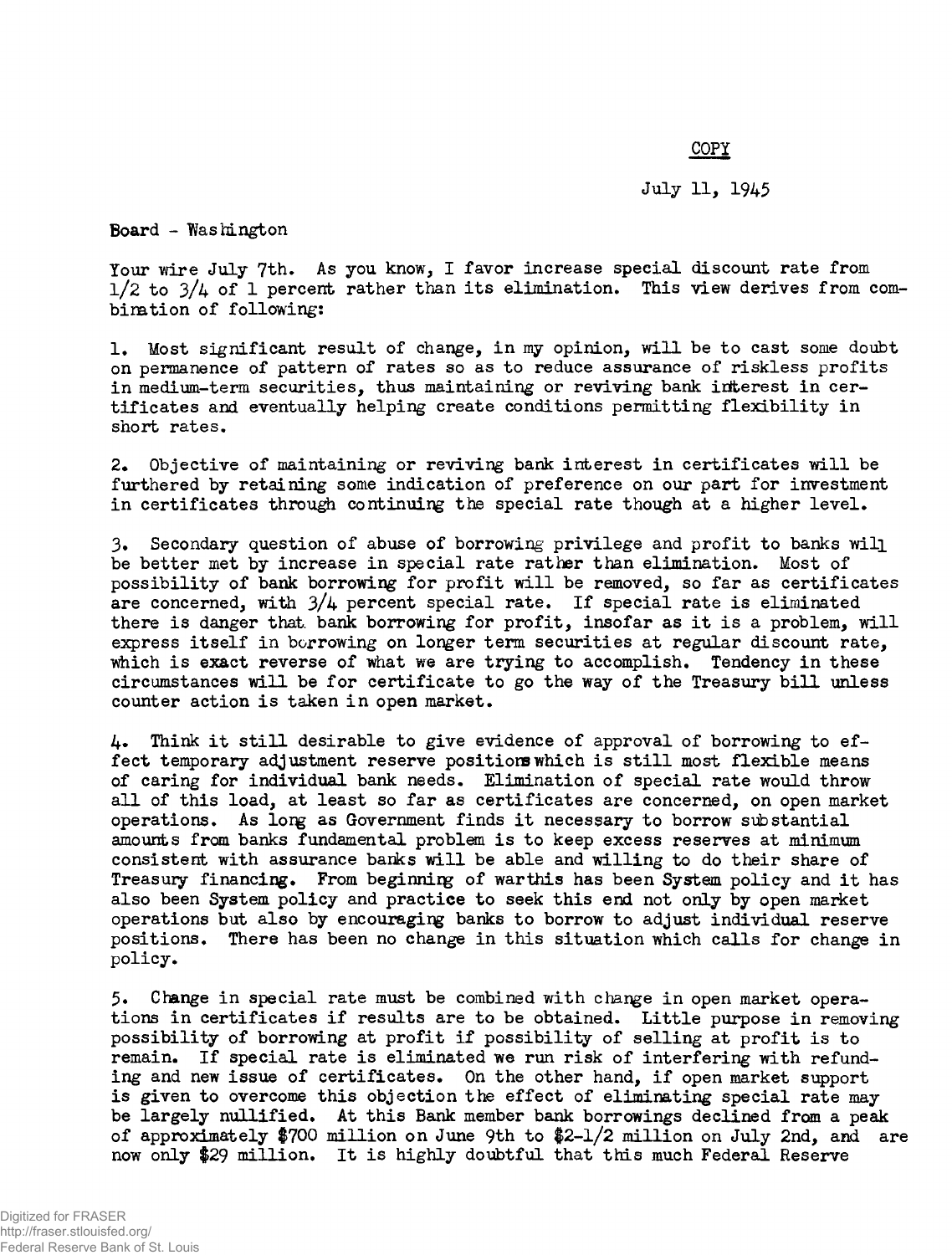COPY

July 11, 1945

Board - Washington

Your wire July 7th. As you know, I favor increase special discount rate from 1/2 to 3/4 of 1 percent rather than its elimination. This view derives from combination of following:

1. Most significant result of change, in my opinion, will be to cast some doubt on permanence of pattern of rates so as to reduce assurance of riskless profits in medium-term securities, thus maintaining or reviving bank interest in certificates and eventually helping create conditions permitting flexibility in short rates.

2. Objective of maintaining or reviving bank interest in certificates will be furthered by retaining some indication of preference on our part for investment in certificates through continuing the special rate though at a higher level.

3. Secondary question of abuse of borrowing privilege and profit to banks will be better met by increase in special rate rather than elimination. Most of possibility of bank borrowing for profit will be removed, so far as certificates are concerned, with 3/4 percent special rate. If special rate is eliminated there is danger that bank borrowing for profit, insofar as it is a problem, will express itself in borrowing on longer term securities at regular discount rate, which is exact reverse of what we are trying to accomplish. Tendency in these circumstances will be for certificate to go the way of the Treasury bill unless counter action is taken in open market.

4. Think it still desirable to give evidence of approval of borrowing to effect temporary adjustment reserve positions which is still most flexible means of caring for individual bank needs. Elimination of special rate would throw all of this load, at least so far as certificates are concerned, on open market operations. As long as Government finds it necessary to borrow substantial amounts from banks fundamental problem is to keep excess reserves at minimum consistent with assurance banks will be able and willing to do their share of Treasury financing. From beginning of war this has been System policy and it has also been System policy and practice to seek this end not only by open market operations but also by encouraging banks to borrow to adjust individual reserve positions. There has been no change in this situation which calls for change in policy.

5. Change in special rate must be combined with change in open market operations in certificates if results are to be obtained. Little purpose in removing possibility of borrowing at profit if possibility of selling at profit is to remain. If special rate is eliminated we run risk of interfering with refunding and new issue of certificates. On the other hand, if open market support is given to overcome this objection the effect of eliminating special rate may be largely nullified. At this Bank member bank borrowings declined from a peak of approximately $700 million on June 9th to $2-1/2 million on July 2nd, and are now only $29 million. It is highly doubtful that this much Federal Reserve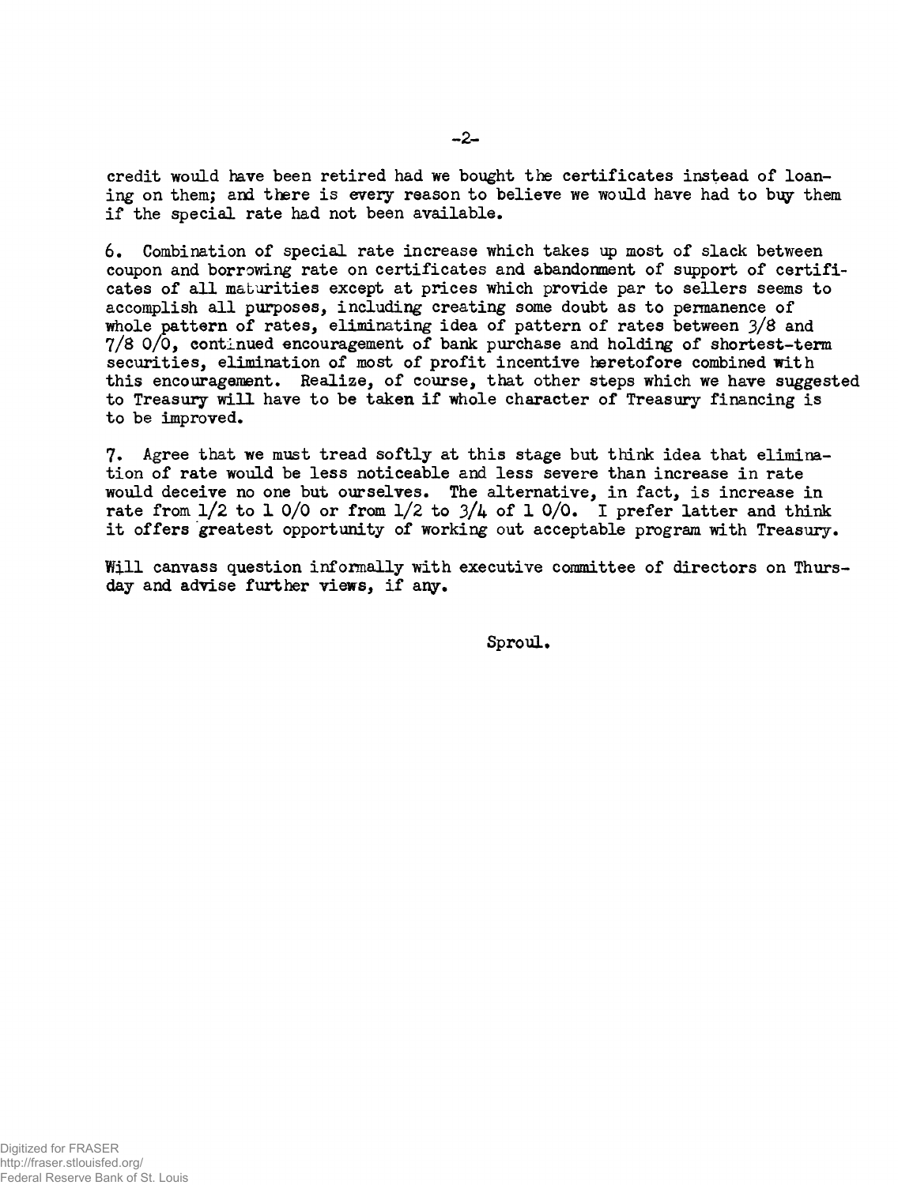credit would have been retired had we bought the certificates instead of loaning on them; and there is every reason to believe we would have had to buy them if the special rate had not been available.

6. Combination of special rate increase which takes up most of slack between coupon and borrowing rate on certificates and abandonment of support of certificates of all maturities except at prices which provide par to sellers seems to accomplish all purposes, including creating some doubt as to permanence of whole pattern of rates, eliminating idea of pattern of rates between 3/8 and 7/8 0/0, continued encouragement of bank purchase and holding of shortest-term securities, elimination of most of profit incentive heretofore combined with this encouragement. Realize, of course, that other steps which we have suggested to Treasury will have to be taken if whole character of Treasury financing is to be improved.

7. Agree that we must tread softly at this stage but think idea that elimination of rate would be less noticeable and less severe than increase in rate would deceive no one but ourselves. The alternative, in fact, is increase in rate from 1/2 to 1 0/0 or from 1/2 to 3/4 of 1 0/0. I prefer latter and think it offers greatest opportunity of working out acceptable program with Treasury.

Will canvass question informally with executive committee of directors on Thursday and advise further views, if any.

Sproul.